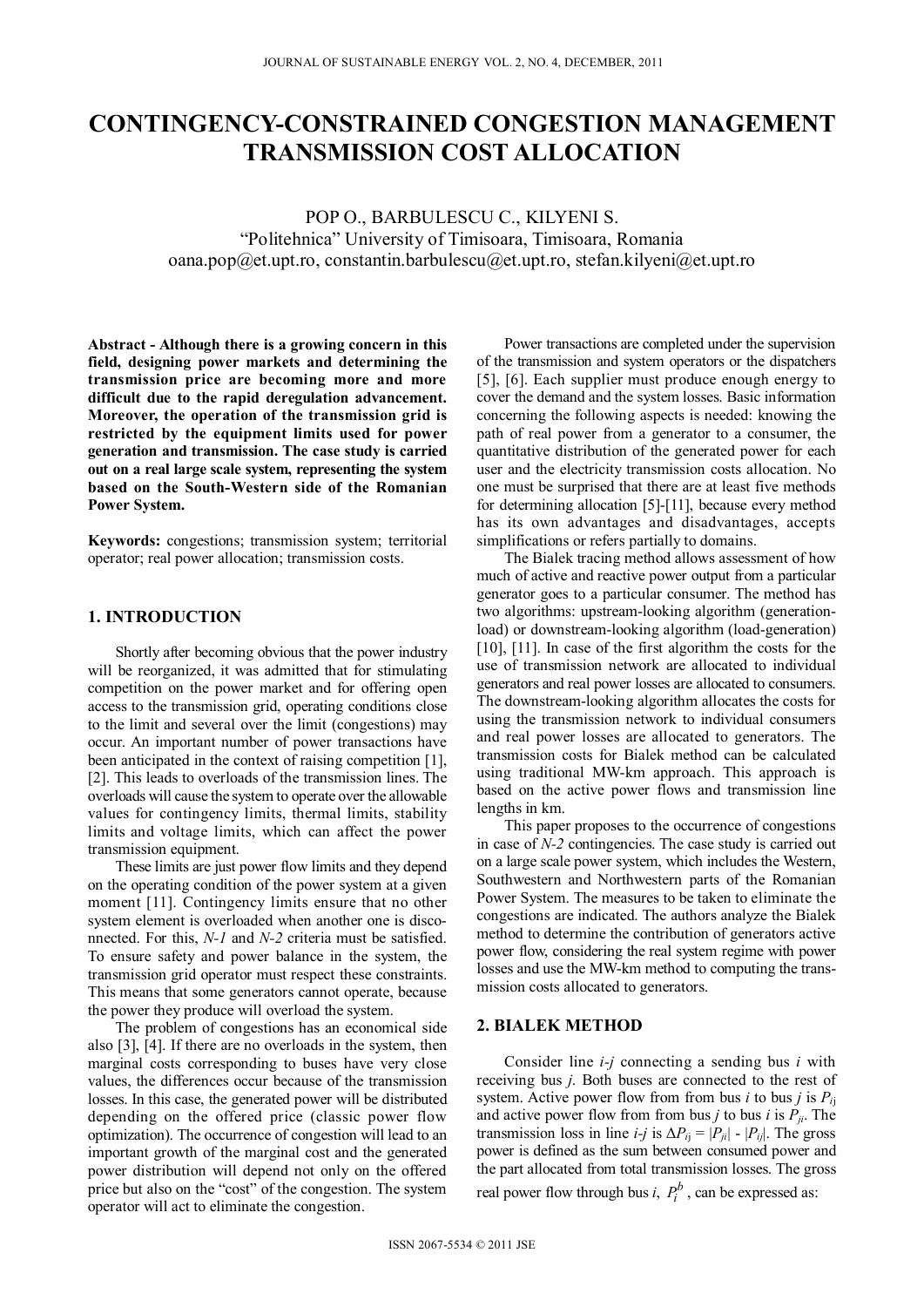# CONTINGENCY-CONSTRAINED CONGESTION MANAGEMENT TRANSMISSION COST ALLOCATION

POP O., BARBULESCU C., KILYENI S.
"Politehnica" University of Timisoara, Timisoara, Romania
oana.pop@et.upt.ro, constantin.barbulescu@et.upt.ro, stefan.kilyeni@et.upt.ro

**Abstract - Although there is a growing concern in this field, designing power markets and determining the transmission price are becoming more and more difficult due to the rapid deregulation advancement. Moreover, the operation of the transmission grid is restricted by the equipment limits used for power generation and transmission. The case study is carried out on a real large scale system, representing the system based on the South-Western side of the Romanian Power System.**

**Keywords:** congestions; transmission system; territorial operator; real power allocation; transmission costs.

## 1. INTRODUCTION

Shortly after becoming obvious that the power industry will be reorganized, it was admitted that for stimulating competition on the power market and for offering open access to the transmission grid, operating conditions close to the limit and several over the limit (congestions) may occur. An important number of power transactions have been anticipated in the context of raising competition [1], [2]. This leads to overloads of the transmission lines. The overloads will cause the system to operate over the allowable values for contingency limits, thermal limits, stability limits and voltage limits, which can affect the power transmission equipment.

These limits are just power flow limits and they depend on the operating condition of the power system at a given moment [11]. Contingency limits ensure that no other system element is overloaded when another one is disconnected. For this, *N-1* and *N-2* criteria must be satisfied. To ensure safety and power balance in the system, the transmission grid operator must respect these constraints. This means that some generators cannot operate, because the power they produce will overload the system.

The problem of congestions has an economical side also [3], [4]. If there are no overloads in the system, then marginal costs corresponding to buses have very close values, the differences occur because of the transmission losses. In this case, the generated power will be distributed depending on the offered price (classic power flow optimization). The occurrence of congestion will lead to an important growth of the marginal cost and the generated power distribution will depend not only on the offered price but also on the "cost" of the congestion. The system operator will act to eliminate the congestion.

Power transactions are completed under the supervision of the transmission and system operators or the dispatchers [5], [6]. Each supplier must produce enough energy to cover the demand and the system losses. Basic information concerning the following aspects is needed: knowing the path of real power from a generator to a consumer, the quantitative distribution of the generated power for each user and the electricity transmission costs allocation. No one must be surprised that there are at least five methods for determining allocation [5]-[11], because every method has its own advantages and disadvantages, accepts simplifications or refers partially to domains.

The Bialek tracing method allows assessment of how much of active and reactive power output from a particular generator goes to a particular consumer. The method has two algorithms: upstream-looking algorithm (generation-load) or downstream-looking algorithm (load-generation) [10], [11]. In case of the first algorithm the costs for the use of transmission network are allocated to individual generators and real power losses are allocated to consumers. The downstream-looking algorithm allocates the costs for using the transmission network to individual consumers and real power losses are allocated to generators. The transmission costs for Bialek method can be calculated using traditional MW-km approach. This approach is based on the active power flows and transmission line lengths in km.

This paper proposes to the occurrence of congestions in case of *N-2* contingencies. The case study is carried out on a large scale power system, which includes the Western, Southwestern and Northwestern parts of the Romanian Power System. The measures to be taken to eliminate the congestions are indicated. The authors analyze the Bialek method to determine the contribution of generators active power flow, considering the real system regime with power losses and use the MW-km method to computing the transmission costs allocated to generators.

## 2. BIALEK METHOD

Consider line *i-j* connecting a sending bus *i* with receiving bus *j*. Both buses are connected to the rest of system. Active power flow from from bus *i* to bus *j* is $P_{ij}$ and active power flow from from bus *j* to bus *i* is $P_{ji}$. The transmission loss in line *i-j* is $\Delta P_{ij} = |P_{ji}| - |P_{ij}|$. The gross power is defined as the sum between consumed power and the part allocated from total transmission losses. The gross real power flow through bus *i*, $P_i^b$, can be expressed as: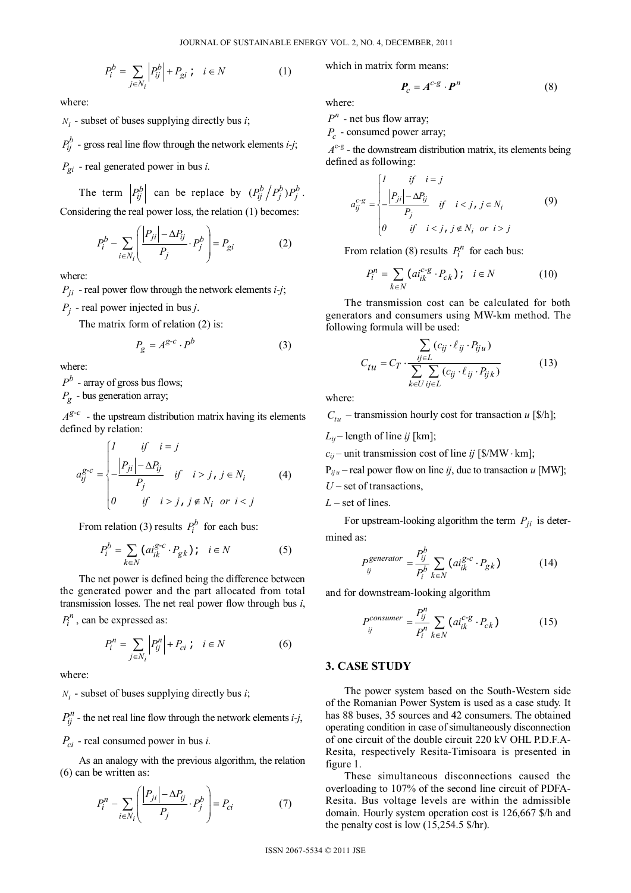$$P_i^b = \sum_{j \in N_i} \left| P_{ij}^b \right| + P_{gi} \; ; \quad i \in N \tag{1}$$

where:

$N_i$ - subset of buses supplying directly bus *i*;

$P_{ij}^b$ - gross real line flow through the network elements *i-j*;

$P_{gi}$ - real generated power in bus *i.*

The term $\left| P_{ij}^b \right|$ can be replace by $(P_{ij}^b / P_j^b) P_j^b$. Considering the real power loss, the relation (1) becomes:

$$P_i^b - \sum_{i \in N_i} \left( \frac{\left| P_{ji} \right| - \Delta P_{ij}}{P_j} \cdot P_j^b \right) = P_{gi} \tag{2}$$

where:

$P_{ji}$ - real power flow through the network elements *i-j*;

$P_j$ - real power injected in bus *j*.

The matrix form of relation (2) is:

$$P_g = A^{g\text{-}c} \cdot P^b \tag{3}$$

where:

$P^b$ - array of gross bus flows;

$P_g$ - bus generation array;

$A^{g\text{-}c}$ - the upstream distribution matrix having its elements defined by relation:

$$a_{ij}^{g\text{-}c} = \begin{cases} 1 & if \quad i = j \\ -\dfrac{\left| P_{ji} \right| - \Delta P_{ij}}{P_j} & if \quad i > j \,,\, j \in N_i \\ 0 & if \quad i > j \,,\, j \notin N_i \;\; or \;\; i < j \end{cases} \tag{4}$$

From relation (3) results $P_i^b$ for each bus:

$$P_i^b = \sum_{k \in N} (ai_{ik}^{g\text{-}c} \cdot P_{gk}) \; ; \quad i \in N \tag{5}$$

The net power is defined being the difference between the generated power and the part allocated from total transmission losses. The net real power flow through bus *i*, $P_i^n$, can be expressed as:

$$P_i^n = \sum_{j \in N_i} \left| P_{ij}^n \right| + P_{ci} \; ; \quad i \in N \tag{6}$$

where:

$N_i$ - subset of buses supplying directly bus *i*;

$P_{ij}^n$ - the net real line flow through the network elements *i-j*,

$P_{ci}$ - real consumed power in bus *i.*

As an analogy with the previous algorithm, the relation (6) can be written as:

$$P_i^n - \sum_{i \in N_i} \left( \frac{\left| P_{ji} \right| - \Delta P_{ij}}{P_j} \cdot P_j^b \right) = P_{ci} \tag{7}$$

which in matrix form means:

$$\boldsymbol{P}_c = \boldsymbol{A}^{c\text{-}g} \cdot \boldsymbol{P}^n \tag{8}$$

where:

$P^n$ - net bus flow array;

$P_c$ - consumed power array;

$A^{c\text{-}g}$ - the downstream distribution matrix, its elements being defined as following:

$$a_{ij}^{c\text{-}g} = \begin{cases} 1 & if \quad i = j \\ -\dfrac{\left| P_{ji} \right| - \Delta P_{ij}}{P_j} & if \quad i < j \,,\, j \in N_i \\ 0 & if \quad i < j \,,\, j \notin N_i \;\; or \;\; i > j \end{cases} \tag{9}$$

From relation (8) results $P_i^n$ for each bus:

$$P_i^n = \sum_{k \in N} (ai_{ik}^{c\text{-}g} \cdot P_{ck}) \; ; \quad i \in N \tag{10}$$

The transmission cost can be calculated for both generators and consumers using MW-km method. The following formula will be used:

$$C_{tu} = C_T \cdot \frac{\sum_{ij \in L} (c_{ij} \cdot \ell_{ij} \cdot P_{iju})}{\sum_{k \in U} \sum_{ij \in L} (c_{ij} \cdot \ell_{ij} \cdot P_{ijk})} \tag{13}$$

where:

$C_{tu}$ – transmission hourly cost for transaction *u* [\$/h];

$L_{ij}$ – length of line *ij* [km];

$c_{ij}$ – unit transmission cost of line *ij* [\$/MW·km];

$P_{iju}$ – real power flow on line *ij*, due to transaction *u* [MW];

*U* – set of transactions,

*L* – set of lines.

For upstream-looking algorithm the term $P_{ji}$ is determined as:

$$P_{ij}^{generator} = \frac{P_{ij}^b}{P_i^b} \sum_{k \in N} (ai_{ik}^{g\text{-}c} \cdot P_{gk}) \tag{14}$$

and for downstream-looking algorithm

$$P_{ij}^{consumer} = \frac{P_{ij}^n}{P_i^n} \sum_{k \in N} (ai_{ik}^{c\text{-}g} \cdot P_{ck}) \tag{15}$$

## 3. CASE STUDY

The power system based on the South-Western side of the Romanian Power System is used as a case study. It has 88 buses, 35 sources and 42 consumers. The obtained operating condition in case of simultaneously disconnection of one circuit of the double circuit 220 kV OHL P.D.F.A-Resita, respectively Resita-Timisoara is presented in figure 1.

These simultaneous disconnections caused the overloading to 107% of the second line circuit of PDFA-Resita. Bus voltage levels are within the admissible domain. Hourly system operation cost is 126,667 \$/h and the penalty cost is low (15,254.5 \$/hr).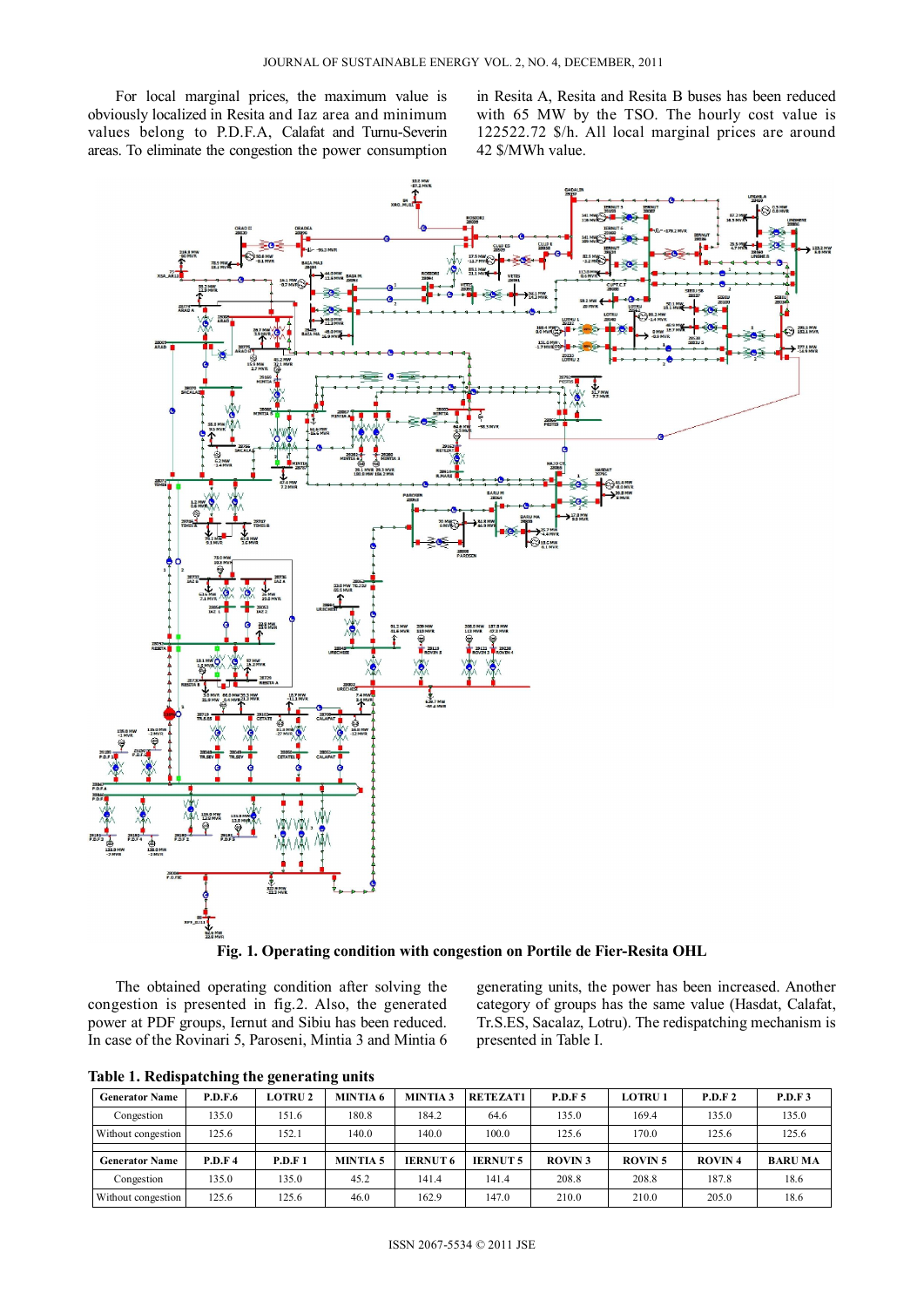For local marginal prices, the maximum value is obviously localized in Resita and Iaz area and minimum values belong to P.D.F.A, Calafat and Turnu-Severin areas. To eliminate the congestion the power consumption in Resita A, Resita and Resita B buses has been reduced with 65 MW by the TSO. The hourly cost value is 122522.72 $/h. All local marginal prices are around 42 $/MWh value.

**Fig. 1. Operating condition with congestion on Portile de Fier-Resita OHL**

The obtained operating condition after solving the congestion is presented in fig.2. Also, the generated power at PDF groups, Iernut and Sibiu has been reduced. In case of the Rovinari 5, Paroseni, Mintia 3 and Mintia 6 generating units, the power has been increased. Another category of groups has the same value (Hasdat, Calafat, Tr.S.ES, Sacalaz, Lotru). The redispatching mechanism is presented in Table I.

**Table 1. Redispatching the generating units**

| Generator Name | P.D.F.6 | LOTRU 2 | MINTIA 6 | MINTIA 3 | RETEZAT1 | P.D.F 5 | LOTRU 1 | P.D.F 2 | P.D.F 3 |
|---|---|---|---|---|---|---|---|---|---|
| Congestion | 135.0 | 151.6 | 180.8 | 184.2 | 64.6 | 135.0 | 169.4 | 135.0 | 135.0 |
| Without congestion | 125.6 | 152.1 | 140.0 | 140.0 | 100.0 | 125.6 | 170.0 | 125.6 | 125.6 |
| **Generator Name** | **P.D.F 4** | **P.D.F 1** | **MINTIA 5** | **IERNUT 6** | **IERNUT 5** | **ROVIN 3** | **ROVIN 5** | **ROVIN 4** | **BARU MA** |
| Congestion | 135.0 | 135.0 | 45.2 | 141.4 | 141.4 | 208.8 | 208.8 | 187.8 | 18.6 |
| Without congestion | 125.6 | 125.6 | 46.0 | 162.9 | 147.0 | 210.0 | 210.0 | 205.0 | 18.6 |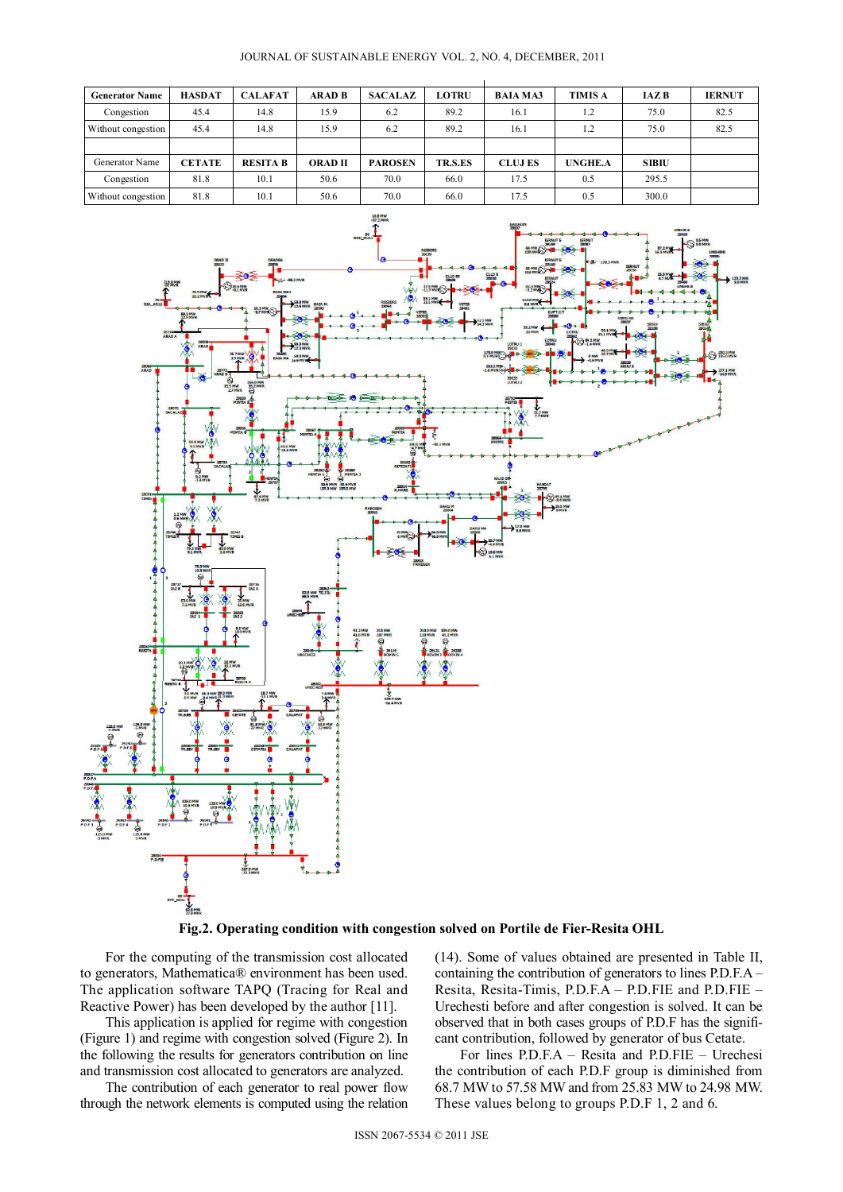| Generator Name | HASDAT | CALAFAT | ARAD B | SACALAZ | LOTRU | BAIA MA3 | TIMIS A | IAZ B | IERNUT |
|---|---|---|---|---|---|---|---|---|---|
| Congestion | 45.4 | 14.8 | 15.9 | 6.2 | 89.2 | 16.1 | 1.2 | 75.0 | 82.5 |
| Without congestion | 45.4 | 14.8 | 15.9 | 6.2 | 89.2 | 16.1 | 1.2 | 75.0 | 82.5 |
| | | | | | | | | | |
| Generator Name | CETATE | RESITA B | ORAD II | PAROSEN | TR.S.ES | CLUJ ES | UNGHE.A | SIBIU | |
| Congestion | 81.8 | 10.1 | 50.6 | 70.0 | 66.0 | 17.5 | 0.5 | 295.5 | |
| Without congestion | 81.8 | 10.1 | 50.6 | 70.0 | 66.0 | 17.5 | 0.5 | 300.0 | |

**Fig.2. Operating condition with congestion solved on Portile de Fier-Resita OHL**

For the computing of the transmission cost allocated to generators, Mathematica® environment has been used. The application software TAPQ (Tracing for Real and Reactive Power) has been developed by the author [11].

This application is applied for regime with congestion (Figure 1) and regime with congestion solved (Figure 2). In the following the results for generators contribution on line and transmission cost allocated to generators are analyzed.

The contribution of each generator to real power flow through the network elements is computed using the relation (14). Some of values obtained are presented in Table II, containing the contribution of generators to lines P.D.F.A – Resita, Resita-Timis, P.D.F.A – P.D.FIE and P.D.FIE – Urechesti before and after congestion is solved. It can be observed that in both cases groups of P.D.F has the significant contribution, followed by generator of bus Cetate.

For lines P.D.F.A – Resita and P.D.FIE – Urechesi the contribution of each P.D.F group is diminished from 68.7 MW to 57.58 MW and from 25.83 MW to 24.98 MW. These values belong to groups P.D.F 1, 2 and 6.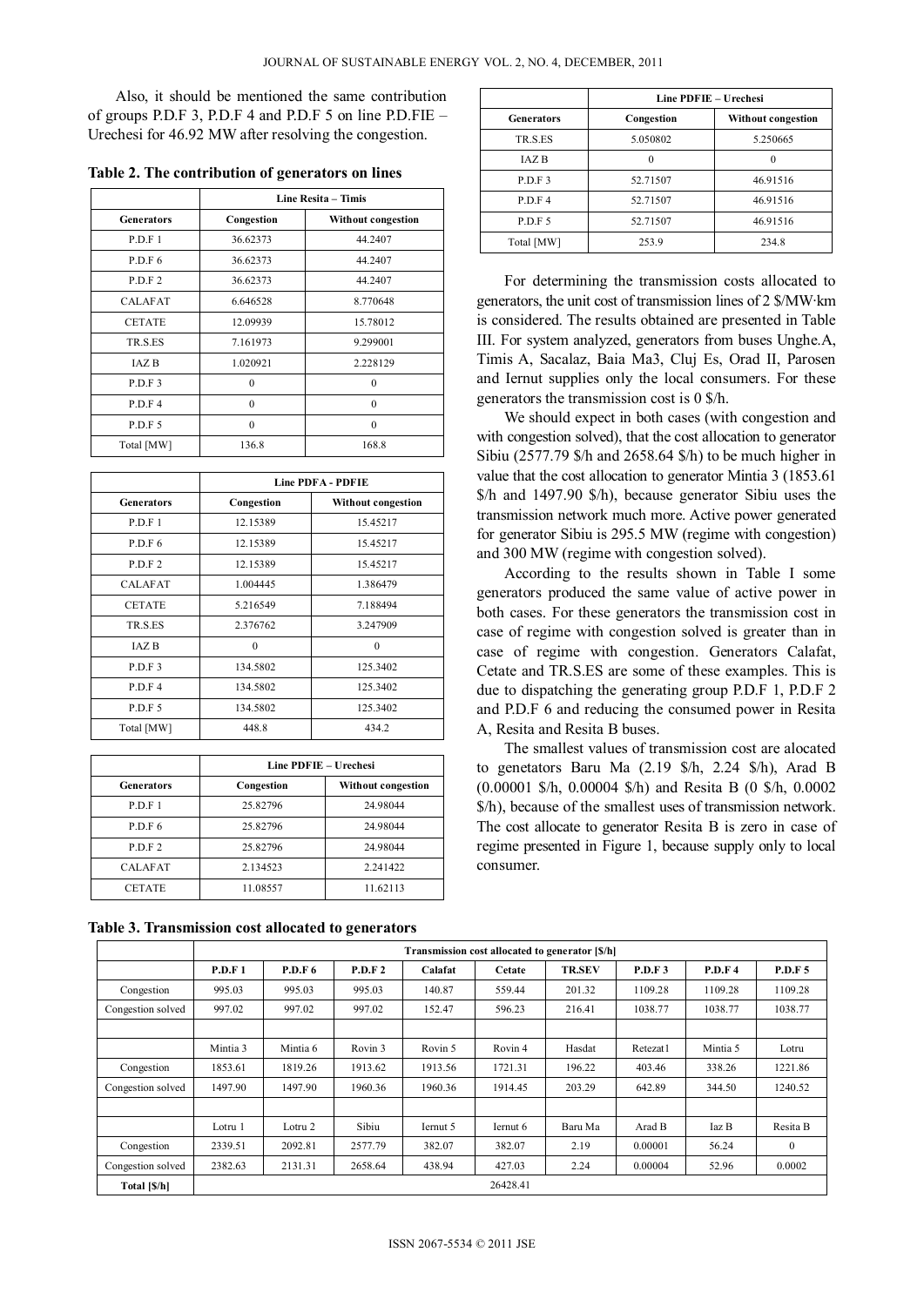Also, it should be mentioned the same contribution of groups P.D.F 3, P.D.F 4 and P.D.F 5 on line P.D.FIE – Urechesi for 46.92 MW after resolving the congestion.

**Table 2. The contribution of generators on lines**

| | Line Resita – Timis | |
|---|---|---|
| **Generators** | **Congestion** | **Without congestion** |
| P.D.F 1 | 36.62373 | 44.2407 |
| P.D.F 6 | 36.62373 | 44.2407 |
| P.D.F 2 | 36.62373 | 44.2407 |
| CALAFAT | 6.646528 | 8.770648 |
| CETATE | 12.09939 | 15.78012 |
| TR.S.ES | 7.161973 | 9.299001 |
| IAZ B | 1.020921 | 2.228129 |
| P.D.F 3 | 0 | 0 |
| P.D.F 4 | 0 | 0 |
| P.D.F 5 | 0 | 0 |
| Total [MW] | 136.8 | 168.8 |

| | Line PDFA - PDFIE | |
|---|---|---|
| **Generators** | **Congestion** | **Without congestion** |
| P.D.F 1 | 12.15389 | 15.45217 |
| P.D.F 6 | 12.15389 | 15.45217 |
| P.D.F 2 | 12.15389 | 15.45217 |
| CALAFAT | 1.004445 | 1.386479 |
| CETATE | 5.216549 | 7.188494 |
| TR.S.ES | 2.376762 | 3.247909 |
| IAZ B | 0 | 0 |
| P.D.F 3 | 134.5802 | 125.3402 |
| P.D.F 4 | 134.5802 | 125.3402 |
| P.D.F 5 | 134.5802 | 125.3402 |
| Total [MW] | 448.8 | 434.2 |

| | Line PDFIE – Urechesi | |
|---|---|---|
| **Generators** | **Congestion** | **Without congestion** |
| P.D.F 1 | 25.82796 | 24.98044 |
| P.D.F 6 | 25.82796 | 24.98044 |
| P.D.F 2 | 25.82796 | 24.98044 |
| CALAFAT | 2.134523 | 2.241422 |
| CETATE | 11.08557 | 11.62113 |
| TR.S.ES | 5.050802 | 5.250665 |
| IAZ B | 0 | 0 |
| P.D.F 3 | 52.71507 | 46.91516 |
| P.D.F 4 | 52.71507 | 46.91516 |
| P.D.F 5 | 52.71507 | 46.91516 |
| Total [MW] | 253.9 | 234.8 |

For determining the transmission costs allocated to generators, the unit cost of transmission lines of 2 $/MW·km is considered. The results obtained are presented in Table III. For system analyzed, generators from buses Unghe.A, Timis A, Sacalaz, Baia Ma3, Cluj Es, Orad II, Parosen and Iernut supplies only the local consumers. For these generators the transmission cost is 0 $/h.

We should expect in both cases (with congestion and with congestion solved), that the cost allocation to generator Sibiu (2577.79 $/h and 2658.64 $/h) to be much higher in value that the cost allocation to generator Mintia 3 (1853.61 $/h and 1497.90 $/h), because generator Sibiu uses the transmission network much more. Active power generated for generator Sibiu is 295.5 MW (regime with congestion) and 300 MW (regime with congestion solved).

According to the results shown in Table I some generators produced the same value of active power in both cases. For these generators the transmission cost in case of regime with congestion solved is greater than in case of regime with congestion. Generators Calafat, Cetate and TR.S.ES are some of these examples. This is due to dispatching the generating group P.D.F 1, P.D.F 2 and P.D.F 6 and reducing the consumed power in Resita A, Resita and Resita B buses.

The smallest values of transmission cost are alocated to genetators Baru Ma (2.19 $/h, 2.24 $/h), Arad B (0.00001 $/h, 0.00004 $/h) and Resita B (0 $/h, 0.0002 $/h), because of the smallest uses of transmission network. The cost allocate to generator Resita B is zero in case of regime presented in Figure 1, because supply only to local consumer.

**Table 3. Transmission cost allocated to generators**

| | Transmission cost allocated to generator [$/h] | | | | | | | | |
|---|---|---|---|---|---|---|---|---|---|
| | **P.D.F 1** | **P.D.F 6** | **P.D.F 2** | **Calafat** | **Cetate** | **TR.SEV** | **P.D.F 3** | **P.D.F 4** | **P.D.F 5** |
| Congestion | 995.03 | 995.03 | 995.03 | 140.87 | 559.44 | 201.32 | 1109.28 | 1109.28 | 1109.28 |
| Congestion solved | 997.02 | 997.02 | 997.02 | 152.47 | 596.23 | 216.41 | 1038.77 | 1038.77 | 1038.77 |
| | | | | | | | | | |
| | Mintia 3 | Mintia 6 | Rovin 3 | Rovin 5 | Rovin 4 | Hasdat | Retezat1 | Mintia 5 | Lotru |
| Congestion | 1853.61 | 1819.26 | 1913.62 | 1913.56 | 1721.31 | 196.22 | 403.46 | 338.26 | 1221.86 |
| Congestion solved | 1497.90 | 1497.90 | 1960.36 | 1960.36 | 1914.45 | 203.29 | 642.89 | 344.50 | 1240.52 |
| | | | | | | | | | |
| | Lotru 1 | Lotru 2 | Sibiu | Iernut 5 | Iernut 6 | Baru Ma | Arad B | Iaz B | Resita B |
| Congestion | 2339.51 | 2092.81 | 2577.79 | 382.07 | 382.07 | 2.19 | 0.00001 | 56.24 | 0 |
| Congestion solved | 2382.63 | 2131.31 | 2658.64 | 438.94 | 427.03 | 2.24 | 0.00004 | 52.96 | 0.0002 |
| **Total [$/h]** | 26428.41 | | | | | | | | |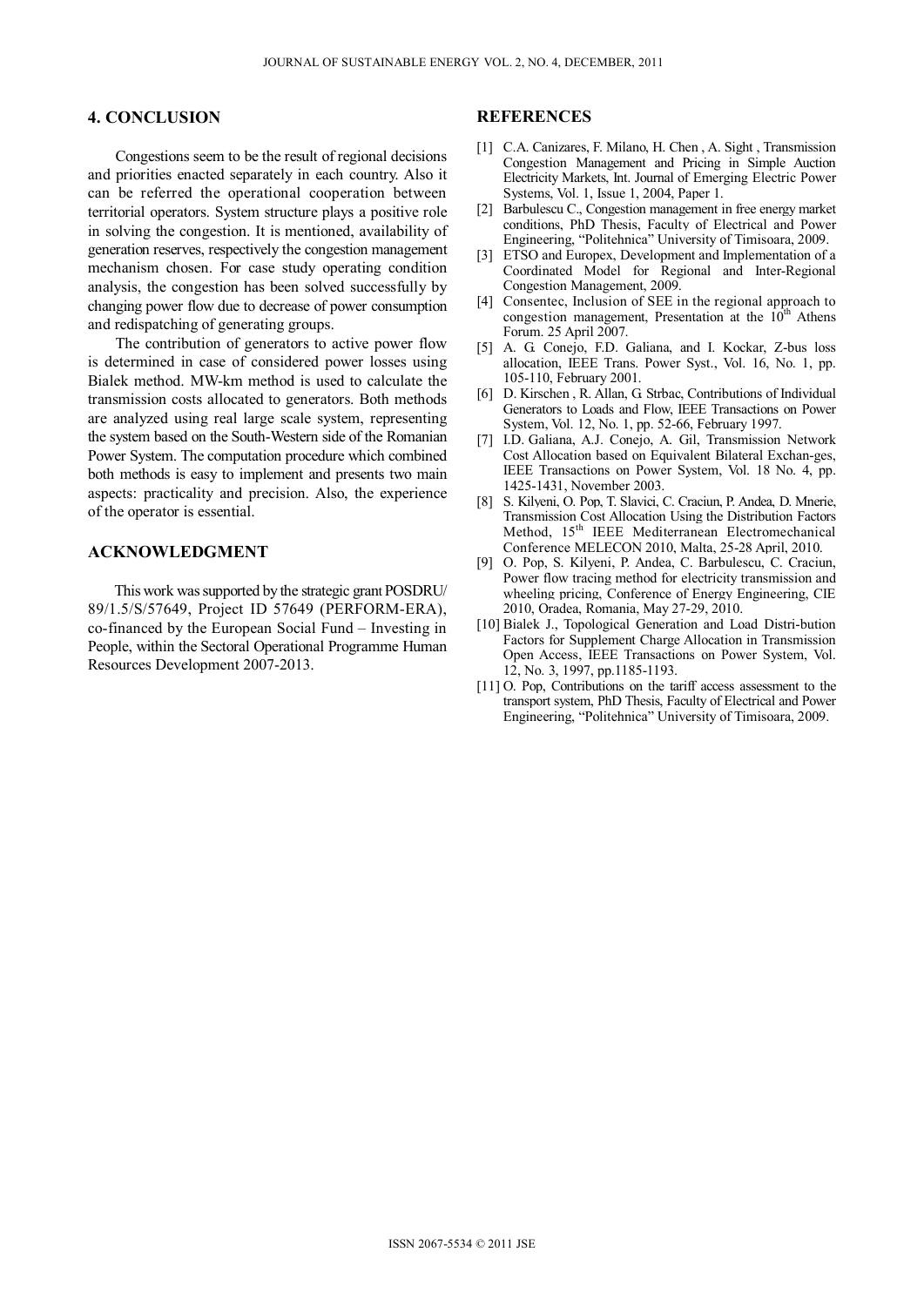## 4. CONCLUSION

Congestions seem to be the result of regional decisions and priorities enacted separately in each country. Also it can be referred the operational cooperation between territorial operators. System structure plays a positive role in solving the congestion. It is mentioned, availability of generation reserves, respectively the congestion management mechanism chosen. For case study operating condition analysis, the congestion has been solved successfully by changing power flow due to decrease of power consumption and redispatching of generating groups.

The contribution of generators to active power flow is determined in case of considered power losses using Bialek method. MW-km method is used to calculate the transmission costs allocated to generators. Both methods are analyzed using real large scale system, representing the system based on the South-Western side of the Romanian Power System. The computation procedure which combined both methods is easy to implement and presents two main aspects: practicality and precision. Also, the experience of the operator is essential.

## ACKNOWLEDGMENT

This work was supported by the strategic grant POSDRU/ 89/1.5/S/57649, Project ID 57649 (PERFORM-ERA), co-financed by the European Social Fund – Investing in People, within the Sectoral Operational Programme Human Resources Development 2007-2013.

## REFERENCES

[1] C.A. Canizares, F. Milano, H. Chen , A. Sight , Transmission Congestion Management and Pricing in Simple Auction Electricity Markets, Int. Journal of Emerging Electric Power Systems, Vol. 1, Issue 1, 2004, Paper 1.

[2] Barbulescu C., Congestion management in free energy market conditions, PhD Thesis, Faculty of Electrical and Power Engineering, "Politehnica" University of Timisoara, 2009.

[3] ETSO and Europex, Development and Implementation of a Coordinated Model for Regional and Inter-Regional Congestion Management, 2009.

[4] Consentec, Inclusion of SEE in the regional approach to congestion management, Presentation at the 10th Athens Forum. 25 April 2007.

[5] A. G. Conejo, F.D. Galiana, and I. Kockar, Z-bus loss allocation, IEEE Trans. Power Syst., Vol. 16, No. 1, pp. 105-110, February 2001.

[6] D. Kirschen , R. Allan, G. Strbac, Contributions of Individual Generators to Loads and Flow, IEEE Transactions on Power System, Vol. 12, No. 1, pp. 52-66, February 1997.

[7] I.D. Galiana, A.J. Conejo, A. Gil, Transmission Network Cost Allocation based on Equivalent Bilateral Exchan-ges, IEEE Transactions on Power System, Vol. 18 No. 4, pp. 1425-1431, November 2003.

[8] S. Kilyeni, O. Pop, T. Slavici, C. Craciun, P. Andea, D. Mnerie, Transmission Cost Allocation Using the Distribution Factors Method, 15th IEEE Mediterranean Electromechanical Conference MELECON 2010, Malta, 25-28 April, 2010.

[9] O. Pop, S. Kilyeni, P. Andea, C. Barbulescu, C. Craciun, Power flow tracing method for electricity transmission and wheeling pricing, Conference of Energy Engineering, CIE 2010, Oradea, Romania, May 27-29, 2010.

[10] Bialek J., Topological Generation and Load Distri-bution Factors for Supplement Charge Allocation in Transmission Open Access, IEEE Transactions on Power System, Vol. 12, No. 3, 1997, pp.1185-1193.

[11] O. Pop, Contributions on the tariff access assessment to the transport system, PhD Thesis, Faculty of Electrical and Power Engineering, "Politehnica" University of Timisoara, 2009.